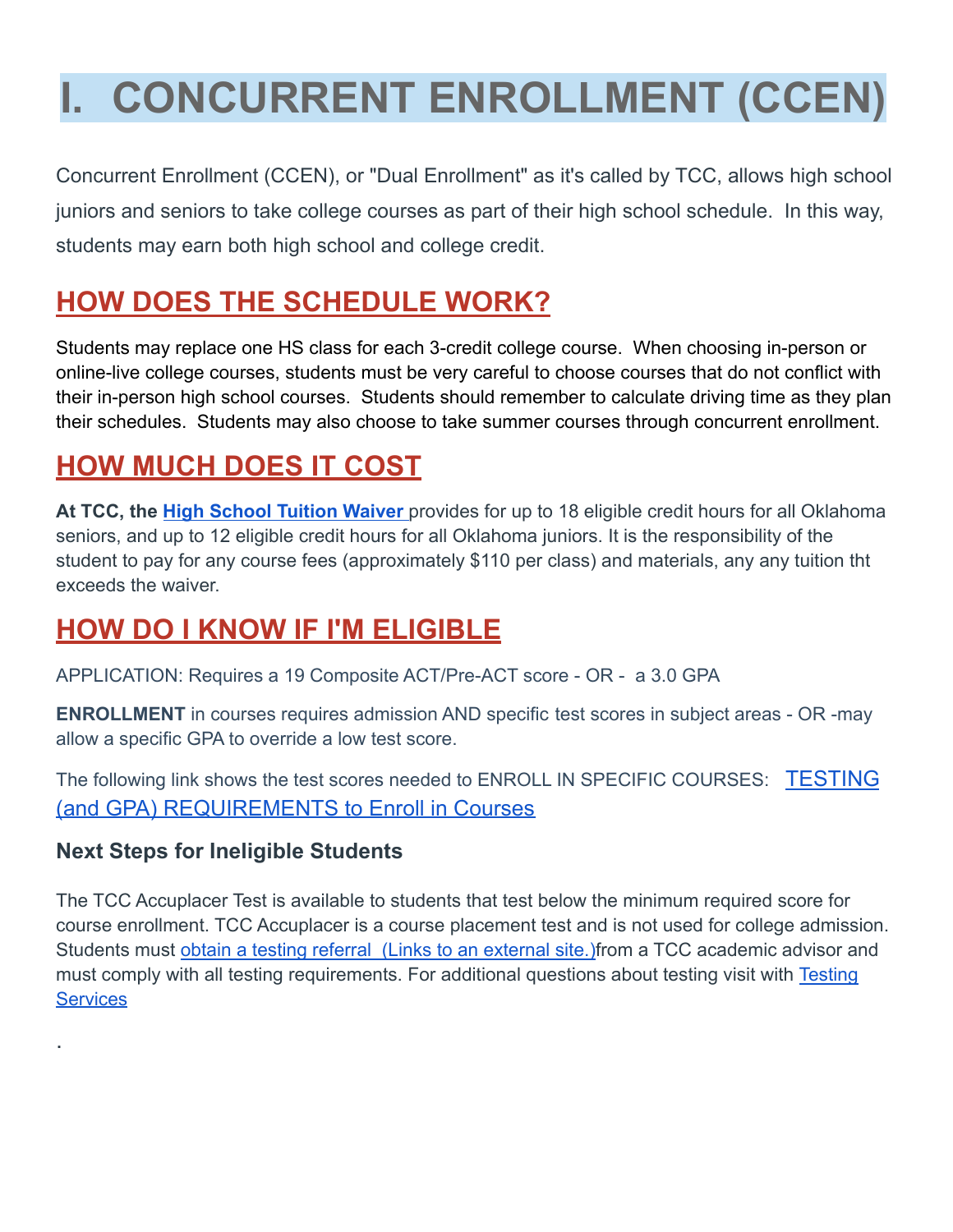# I. CONCURRENT ENROLLMENT (CCEN)

Concurrent Enrollment (CCEN), or "Dual Enrollment" as it's called by TCC, allows high school juniors and seniors to take college courses as part of their high school schedule. In this way, students may earn both high school and college credit.

## HOW DOES THE SCHEDULE WORK?

Students may replace one HS class for each 3-credit college course. When choosing in-person or online-live college courses, students must be very careful to choose courses that do not conflict with their in-person high school courses. Students should remember to calculate driving time as they plan their schedules. Students may also choose to take summer courses through concurrent enrollment.

## HOW MUCH DOES IT COST

**At TCC, the High School Tuition Waiver** provides for up to 18 eligible credit hours for all Oklahoma seniors, and up to 12 eligible credit hours for all Oklahoma juniors. It is the responsibility of the student to pay for any course fees (approximately $110 per class) and materials, any any tuition tht exceeds the waiver.

## HOW DO I KNOW IF I'M ELIGIBLE

APPLICATION: Requires a 19 Composite ACT/Pre-ACT score - OR - a 3.0 GPA

**ENROLLMENT** in courses requires admission AND specific test scores in subject areas - OR -may allow a specific GPA to override a low test score.

The following link shows the test scores needed to ENROLL IN SPECIFIC COURSES: TESTING (and GPA) REQUIREMENTS to Enroll in Courses

### Next Steps for Ineligible Students

The TCC Accuplacer Test is available to students that test below the minimum required score for course enrollment. TCC Accuplacer is a course placement test and is not used for college admission. Students must obtain a testing referral (Links to an external site.)from a TCC academic advisor and must comply with all testing requirements. For additional questions about testing visit with Testing Services

.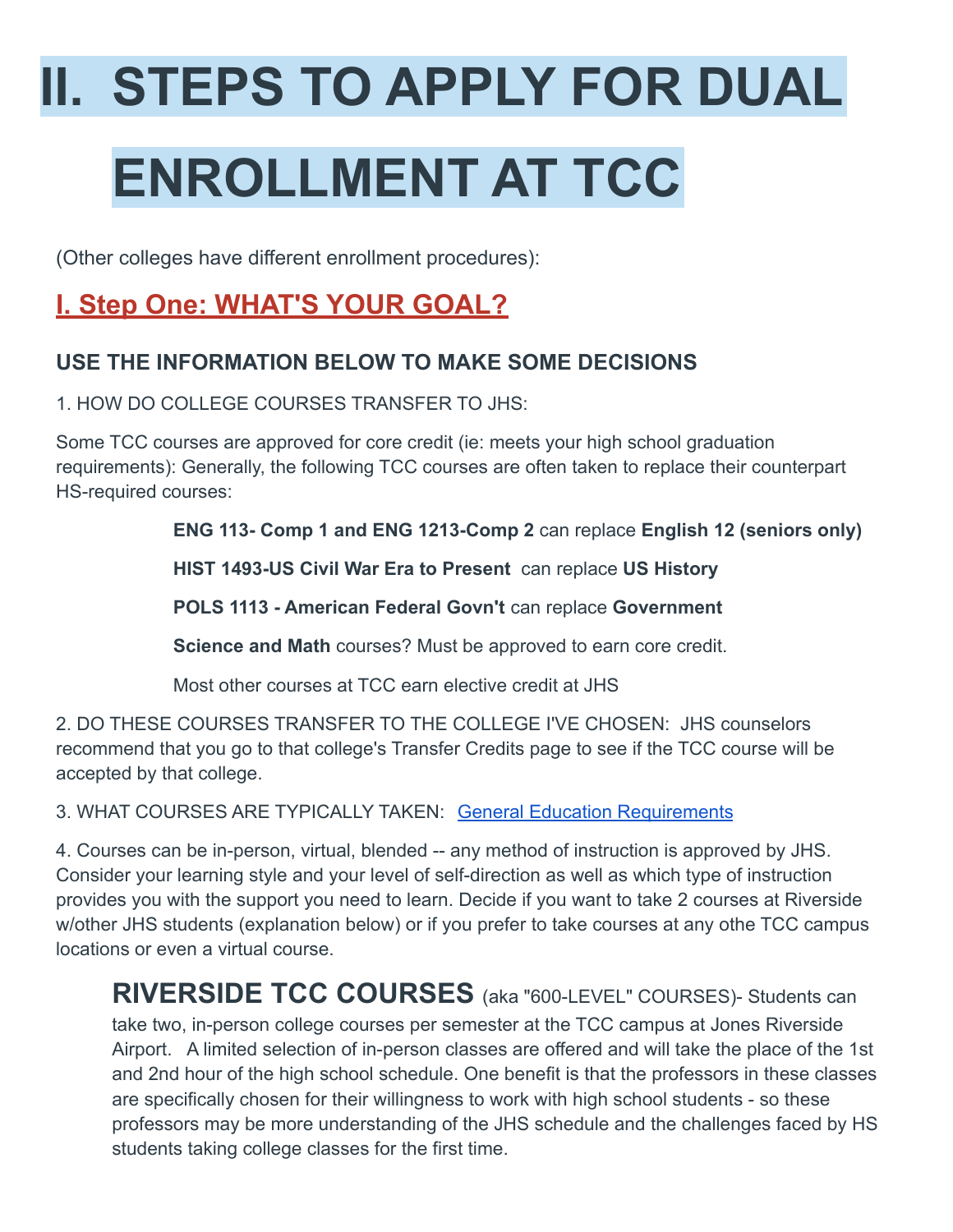# II. STEPS TO APPLY FOR DUAL ENROLLMENT AT TCC

(Other colleges have different enrollment procedures):

## I. Step One: WHAT'S YOUR GOAL?

### USE THE INFORMATION BELOW TO MAKE SOME DECISIONS

1. HOW DO COLLEGE COURSES TRANSFER TO JHS:

Some TCC courses are approved for core credit (ie: meets your high school graduation requirements): Generally, the following TCC courses are often taken to replace their counterpart HS-required courses:

> **ENG 113- Comp 1 and ENG 1213-Comp 2** can replace **English 12 (seniors only)**
>
> **HIST 1493-US Civil War Era to Present** can replace **US History**
>
> **POLS 1113 - American Federal Govn't** can replace **Government**
>
> **Science and Math** courses? Must be approved to earn core credit.
>
> Most other courses at TCC earn elective credit at JHS

2. DO THESE COURSES TRANSFER TO THE COLLEGE I'VE CHOSEN: JHS counselors recommend that you go to that college's Transfer Credits page to see if the TCC course will be accepted by that college.

3. WHAT COURSES ARE TYPICALLY TAKEN: [General Education Requirements]()

4. Courses can be in-person, virtual, blended -- any method of instruction is approved by JHS. Consider your learning style and your level of self-direction as well as which type of instruction provides you with the support you need to learn. Decide if you want to take 2 courses at Riverside w/other JHS students (explanation below) or if you prefer to take courses at any othe TCC campus locations or even a virtual course.

> **RIVERSIDE TCC COURSES** (aka "600-LEVEL" COURSES)- Students can take two, in-person college courses per semester at the TCC campus at Jones Riverside Airport. A limited selection of in-person classes are offered and will take the place of the 1st and 2nd hour of the high school schedule. One benefit is that the professors in these classes are specifically chosen for their willingness to work with high school students - so these professors may be more understanding of the JHS schedule and the challenges faced by HS students taking college classes for the first time.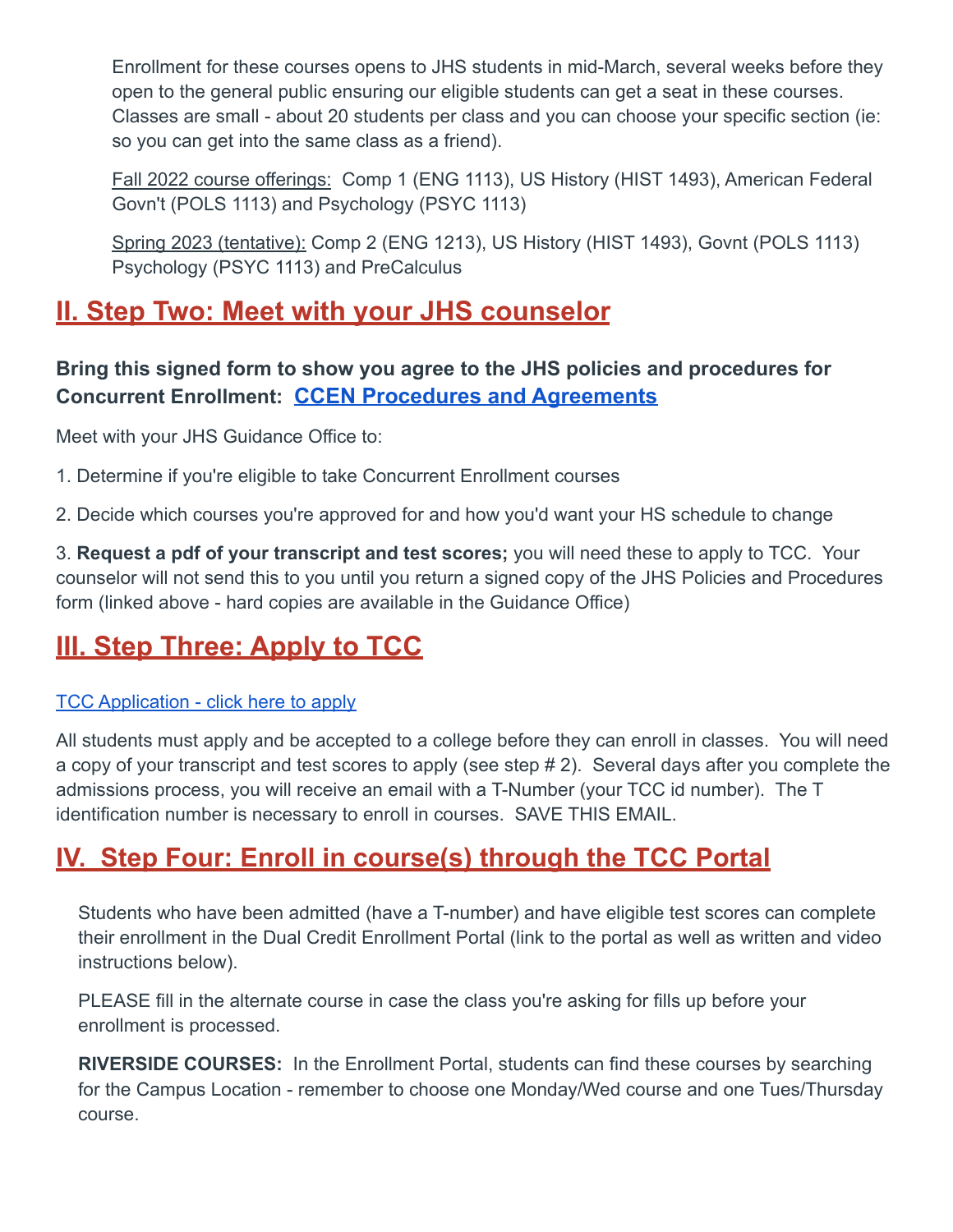Enrollment for these courses opens to JHS students in mid-March, several weeks before they open to the general public ensuring our eligible students can get a seat in these courses. Classes are small - about 20 students per class and you can choose your specific section (ie: so you can get into the same class as a friend).

Fall 2022 course offerings: Comp 1 (ENG 1113), US History (HIST 1493), American Federal Govn't (POLS 1113) and Psychology (PSYC 1113)

Spring 2023 (tentative): Comp 2 (ENG 1213), US History (HIST 1493), Govnt (POLS 1113) Psychology (PSYC 1113) and PreCalculus

## II. Step Two: Meet with your JHS counselor

**Bring this signed form to show you agree to the JHS policies and procedures for Concurrent Enrollment: CCEN Procedures and Agreements**

Meet with your JHS Guidance Office to:

1. Determine if you're eligible to take Concurrent Enrollment courses

2. Decide which courses you're approved for and how you'd want your HS schedule to change

3. **Request a pdf of your transcript and test scores;** you will need these to apply to TCC. Your counselor will not send this to you until you return a signed copy of the JHS Policies and Procedures form (linked above - hard copies are available in the Guidance Office)

## III. Step Three: Apply to TCC

TCC Application - click here to apply

All students must apply and be accepted to a college before they can enroll in classes. You will need a copy of your transcript and test scores to apply (see step # 2). Several days after you complete the admissions process, you will receive an email with a T-Number (your TCC id number). The T identification number is necessary to enroll in courses. SAVE THIS EMAIL.

## IV. Step Four: Enroll in course(s) through the TCC Portal

Students who have been admitted (have a T-number) and have eligible test scores can complete their enrollment in the Dual Credit Enrollment Portal (link to the portal as well as written and video instructions below).

PLEASE fill in the alternate course in case the class you're asking for fills up before your enrollment is processed.

**RIVERSIDE COURSES:** In the Enrollment Portal, students can find these courses by searching for the Campus Location - remember to choose one Monday/Wed course and one Tues/Thursday course.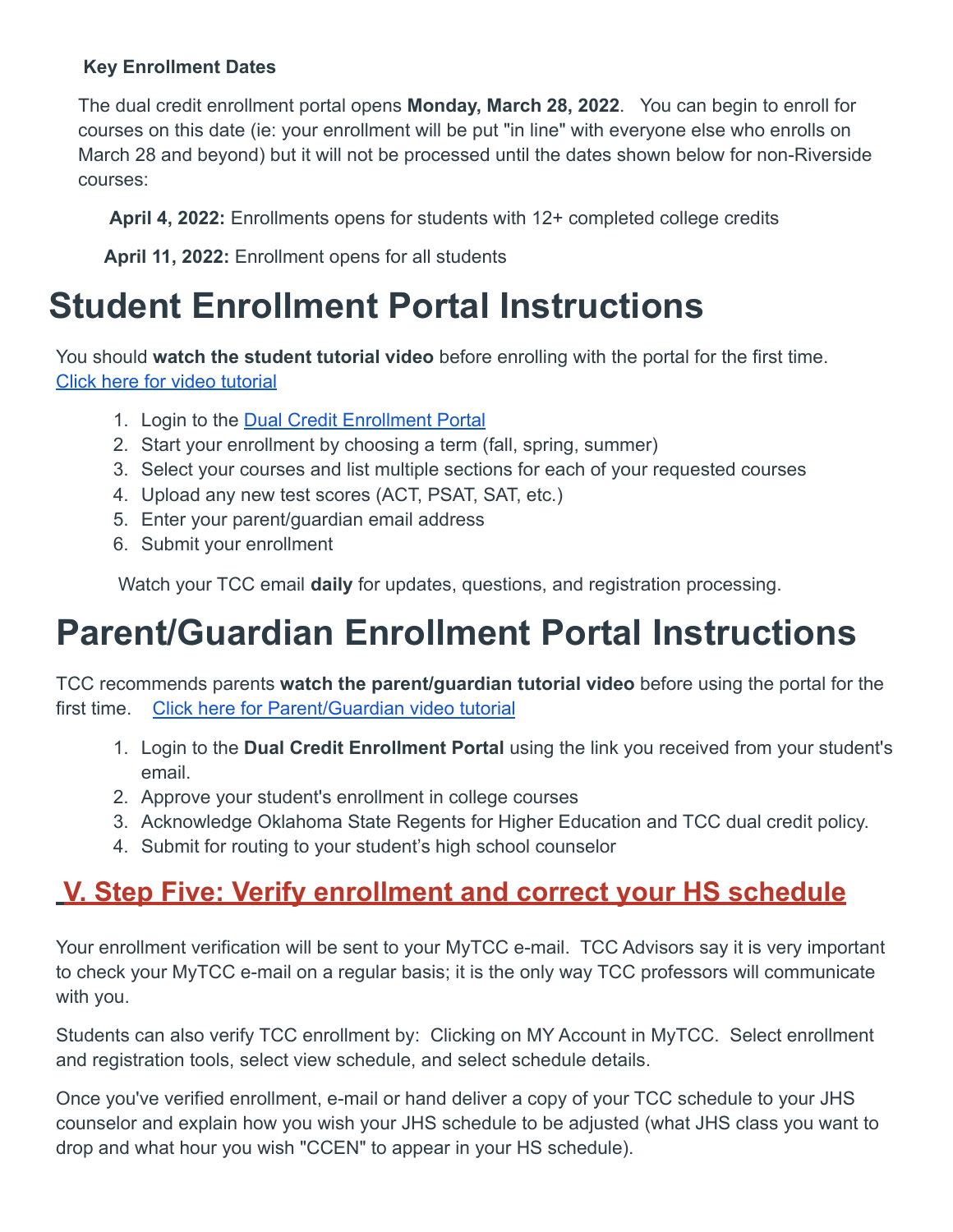**Key Enrollment Dates**

The dual credit enrollment portal opens **Monday, March 28, 2022**. You can begin to enroll for courses on this date (ie: your enrollment will be put "in line" with everyone else who enrolls on March 28 and beyond) but it will not be processed until the dates shown below for non-Riverside courses:

**April 4, 2022:** Enrollments opens for students with 12+ completed college credits

**April 11, 2022:** Enrollment opens for all students

# Student Enrollment Portal Instructions

You should **watch the student tutorial video** before enrolling with the portal for the first time. [Click here for video tutorial]

1. Login to the [Dual Credit Enrollment Portal]
2. Start your enrollment by choosing a term (fall, spring, summer)
3. Select your courses and list multiple sections for each of your requested courses
4. Upload any new test scores (ACT, PSAT, SAT, etc.)
5. Enter your parent/guardian email address
6. Submit your enrollment

Watch your TCC email **daily** for updates, questions, and registration processing.

# Parent/Guardian Enrollment Portal Instructions

TCC recommends parents **watch the parent/guardian tutorial video** before using the portal for the first time. [Click here for Parent/Guardian video tutorial]

1. Login to the **Dual Credit Enrollment Portal** using the link you received from your student's email.
2. Approve your student's enrollment in college courses
3. Acknowledge Oklahoma State Regents for Higher Education and TCC dual credit policy.
4. Submit for routing to your student's high school counselor

## V. Step Five: Verify enrollment and correct your HS schedule

Your enrollment verification will be sent to your MyTCC e-mail. TCC Advisors say it is very important to check your MyTCC e-mail on a regular basis; it is the only way TCC professors will communicate with you.

Students can also verify TCC enrollment by: Clicking on MY Account in MyTCC. Select enrollment and registration tools, select view schedule, and select schedule details.

Once you've verified enrollment, e-mail or hand deliver a copy of your TCC schedule to your JHS counselor and explain how you wish your JHS schedule to be adjusted (what JHS class you want to drop and what hour you wish "CCEN" to appear in your HS schedule).